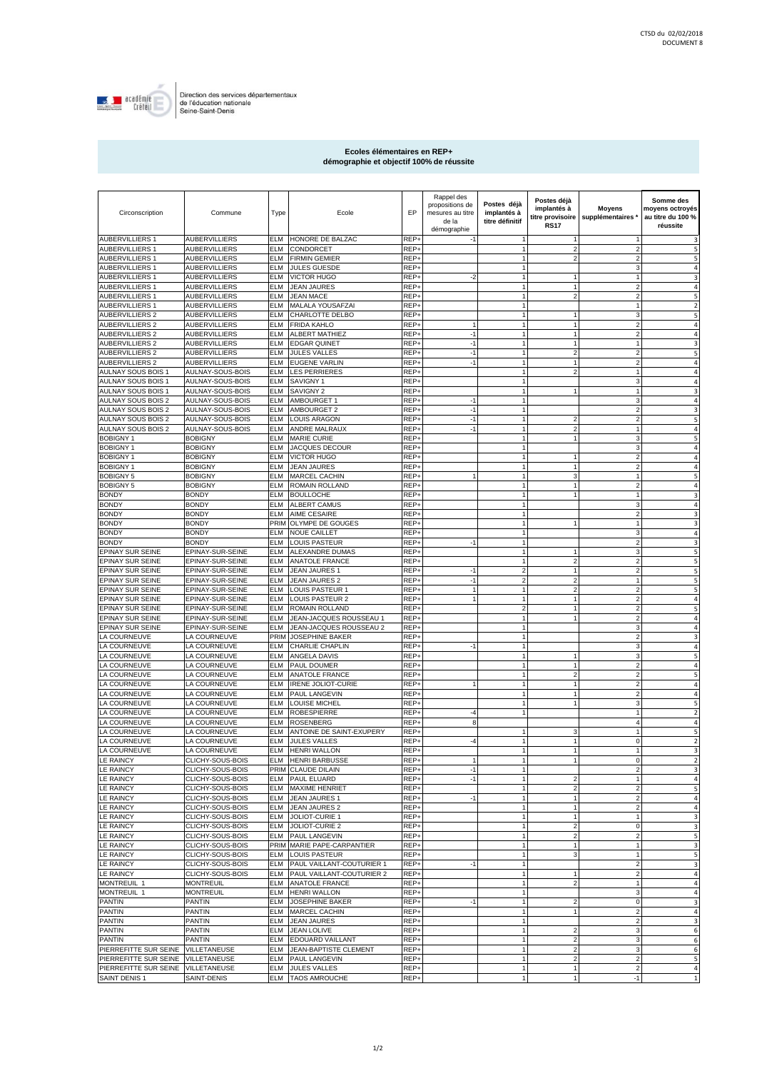CTSD du 02/02/2018
DOCUMENT 8

Direction des services départementaux
de l'éducation nationale
Seine-Saint-Denis

**Ecoles élémentaires en REP+**
**démographie et objectif 100% de réussite**

| Circonscription | Commune | Type | Ecole | EP | Rappel des propositions de mesures au titre de la démographie | Postes déjà implantés à titre définitif | Postes déjà implantés à titre provisoire RS17 | Moyens supplémentaires * | Somme des moyens octroyés au titre du 100 % réussite |
|---|---|---|---|---|---|---|---|---|---|
| AUBERVILLIERS 1 | AUBERVILLIERS | ELM | HONORE DE BALZAC | REP+ | -1 | 1 | 1 | 1 | 3 |
| AUBERVILLIERS 1 | AUBERVILLIERS | ELM | CONDORCET | REP+ | | 1 | 2 | 2 | 5 |
| AUBERVILLIERS 1 | AUBERVILLIERS | ELM | FIRMIN GEMIER | REP+ | | 1 | 2 | 2 | 5 |
| AUBERVILLIERS 1 | AUBERVILLIERS | ELM | JULES GUESDE | REP+ | | 1 | | 3 | 4 |
| AUBERVILLIERS 1 | AUBERVILLIERS | ELM | VICTOR HUGO | REP+ | -2 | 1 | 1 | 1 | 3 |
| AUBERVILLIERS 1 | AUBERVILLIERS | ELM | JEAN JAURES | REP+ | | 1 | 1 | 2 | 4 |
| AUBERVILLIERS 1 | AUBERVILLIERS | ELM | JEAN MACE | REP+ | | 1 | 2 | 2 | 5 |
| AUBERVILLIERS 1 | AUBERVILLIERS | ELM | MALALA YOUSAFZAI | REP+ | | 1 | | 1 | 2 |
| AUBERVILLIERS 2 | AUBERVILLIERS | ELM | CHARLOTTE DELBO | REP+ | | 1 | 1 | 3 | 5 |
| AUBERVILLIERS 2 | AUBERVILLIERS | ELM | FRIDA KAHLO | REP+ | 1 | 1 | 1 | 2 | 4 |
| AUBERVILLIERS 2 | AUBERVILLIERS | ELM | ALBERT MATHIEZ | REP+ | -1 | 1 | 1 | 2 | 4 |
| AUBERVILLIERS 2 | AUBERVILLIERS | ELM | EDGAR QUINET | REP+ | -1 | 1 | 1 | 1 | 3 |
| AUBERVILLIERS 2 | AUBERVILLIERS | ELM | JULES VALLES | REP+ | -1 | 1 | 2 | 2 | 5 |
| AUBERVILLIERS 2 | AUBERVILLIERS | ELM | EUGENE VARLIN | REP+ | -1 | 1 | 1 | 2 | 4 |
| AULNAY SOUS BOIS 1 | AULNAY-SOUS-BOIS | ELM | LES PERRIERES | REP+ | | 1 | 2 | 1 | 4 |
| AULNAY SOUS BOIS 1 | AULNAY-SOUS-BOIS | ELM | SAVIGNY 1 | REP+ | | 1 | | 3 | 4 |
| AULNAY SOUS BOIS 1 | AULNAY-SOUS-BOIS | ELM | SAVIGNY 2 | REP+ | | 1 | 1 | 1 | 3 |
| AULNAY SOUS BOIS 2 | AULNAY-SOUS-BOIS | ELM | AMBOURGET 1 | REP+ | -1 | 1 | | 3 | 4 |
| AULNAY SOUS BOIS 2 | AULNAY-SOUS-BOIS | ELM | AMBOURGET 2 | REP+ | -1 | 1 | | 2 | 3 |
| AULNAY SOUS BOIS 2 | AULNAY-SOUS-BOIS | ELM | LOUIS ARAGON | REP+ | -1 | 1 | 2 | 2 | 5 |
| AULNAY SOUS BOIS 2 | AULNAY-SOUS-BOIS | ELM | ANDRE MALRAUX | REP+ | -1 | 1 | 2 | 1 | 4 |
| BOBIGNY 1 | BOBIGNY | ELM | MARIE CURIE | REP+ | | 1 | 1 | 3 | 5 |
| BOBIGNY 1 | BOBIGNY | ELM | JACQUES DECOUR | REP+ | | 1 | | 3 | 4 |
| BOBIGNY 1 | BOBIGNY | ELM | VICTOR HUGO | REP+ | | 1 | 1 | 2 | 4 |
| BOBIGNY 1 | BOBIGNY | ELM | JEAN JAURES | REP+ | | 1 | 1 | 2 | 4 |
| BOBIGNY 5 | BOBIGNY | ELM | MARCEL CACHIN | REP+ | 1 | 1 | 3 | 1 | 5 |
| BOBIGNY 5 | BOBIGNY | ELM | ROMAIN ROLLAND | REP+ | | 1 | 1 | 2 | 4 |
| BONDY | BONDY | ELM | BOULLOCHE | REP+ | | 1 | 1 | 1 | 3 |
| BONDY | BONDY | ELM | ALBERT CAMUS | REP+ | | 1 | | 3 | 4 |
| BONDY | BONDY | ELM | AIME CESAIRE | REP+ | | 1 | | 2 | 3 |
| BONDY | BONDY | PRIM | OLYMPE DE GOUGES | REP+ | | 1 | 1 | 1 | 3 |
| BONDY | BONDY | ELM | NOUE CAILLET | REP+ | | 1 | | 3 | 4 |
| BONDY | BONDY | ELM | LOUIS PASTEUR | REP+ | -1 | 1 | | 2 | 3 |
| EPINAY SUR SEINE | EPINAY-SUR-SEINE | ELM | ALEXANDRE DUMAS | REP+ | | 1 | 1 | 3 | 5 |
| EPINAY SUR SEINE | EPINAY-SUR-SEINE | ELM | ANATOLE FRANCE | REP+ | | 1 | 2 | 2 | 5 |
| EPINAY SUR SEINE | EPINAY-SUR-SEINE | ELM | JEAN JAURES 1 | REP+ | -1 | 2 | 1 | 2 | 5 |
| EPINAY SUR SEINE | EPINAY-SUR-SEINE | ELM | JEAN JAURES 2 | REP+ | -1 | 2 | 2 | 1 | 5 |
| EPINAY SUR SEINE | EPINAY-SUR-SEINE | ELM | LOUIS PASTEUR 1 | REP+ | 1 | 1 | 2 | 2 | 5 |
| EPINAY SUR SEINE | EPINAY-SUR-SEINE | ELM | LOUIS PASTEUR 2 | REP+ | 1 | 1 | 1 | 2 | 4 |
| EPINAY SUR SEINE | EPINAY-SUR-SEINE | ELM | ROMAIN ROLLAND | REP+ | | 2 | 1 | 2 | 5 |
| EPINAY SUR SEINE | EPINAY-SUR-SEINE | ELM | JEAN-JACQUES ROUSSEAU 1 | REP+ | | 1 | 1 | 2 | 4 |
| EPINAY SUR SEINE | EPINAY-SUR-SEINE | ELM | JEAN-JACQUES ROUSSEAU 2 | REP+ | | 1 | | 3 | 4 |
| LA COURNEUVE | LA COURNEUVE | PRIM | JOSEPHINE BAKER | REP+ | | 1 | | 2 | 3 |
| LA COURNEUVE | LA COURNEUVE | ELM | CHARLIE CHAPLIN | REP+ | -1 | 1 | | 3 | 4 |
| LA COURNEUVE | LA COURNEUVE | ELM | ANGELA DAVIS | REP+ | | 1 | 1 | 3 | 5 |
| LA COURNEUVE | LA COURNEUVE | ELM | PAUL DOUMER | REP+ | | 1 | 1 | 2 | 4 |
| LA COURNEUVE | LA COURNEUVE | ELM | ANATOLE FRANCE | REP+ | | 1 | 2 | 2 | 5 |
| LA COURNEUVE | LA COURNEUVE | ELM | IRENE JOLIOT-CURIE | REP+ | 1 | 1 | 1 | 2 | 4 |
| LA COURNEUVE | LA COURNEUVE | ELM | PAUL LANGEVIN | REP+ | | 1 | 1 | 2 | 4 |
| LA COURNEUVE | LA COURNEUVE | ELM | LOUISE MICHEL | REP+ | | 1 | 1 | 3 | 5 |
| LA COURNEUVE | LA COURNEUVE | ELM | ROBESPIERRE | REP+ | -4 | 1 | | 1 | 2 |
| LA COURNEUVE | LA COURNEUVE | ELM | ROSENBERG | REP+ | 8 | | | 4 | 4 |
| LA COURNEUVE | LA COURNEUVE | ELM | ANTOINE DE SAINT-EXUPERY | REP+ | | 1 | 3 | 1 | 5 |
| LA COURNEUVE | LA COURNEUVE | ELM | JULES VALLES | REP+ | -4 | 1 | 1 | 0 | 2 |
| LA COURNEUVE | LA COURNEUVE | ELM | HENRI WALLON | REP+ | | 1 | 1 | 1 | 3 |
| LE RAINCY | CLICHY-SOUS-BOIS | ELM | HENRI BARBUSSE | REP+ | 1 | 1 | 1 | 0 | 2 |
| LE RAINCY | CLICHY-SOUS-BOIS | PRIM | CLAUDE DILAIN | REP+ | -1 | 1 | | 2 | 3 |
| LE RAINCY | CLICHY-SOUS-BOIS | ELM | PAUL ELUARD | REP+ | -1 | 1 | 2 | 1 | 4 |
| LE RAINCY | CLICHY-SOUS-BOIS | ELM | MAXIME HENRIET | REP+ | | 1 | 2 | 2 | 5 |
| LE RAINCY | CLICHY-SOUS-BOIS | ELM | JEAN JAURES 1 | REP+ | -1 | 1 | 1 | 2 | 4 |
| LE RAINCY | CLICHY-SOUS-BOIS | ELM | JEAN JAURES 2 | REP+ | | 1 | 1 | 2 | 4 |
| LE RAINCY | CLICHY-SOUS-BOIS | ELM | JOLIOT-CURIE 1 | REP+ | | 1 | 1 | 1 | 3 |
| LE RAINCY | CLICHY-SOUS-BOIS | ELM | JOLIOT-CURIE 2 | REP+ | | 1 | 2 | 0 | 3 |
| LE RAINCY | CLICHY-SOUS-BOIS | ELM | PAUL LANGEVIN | REP+ | | 1 | 2 | 2 | 5 |
| LE RAINCY | CLICHY-SOUS-BOIS | PRIM | MARIE PAPE-CARPANTIER | REP+ | | 1 | 1 | 1 | 3 |
| LE RAINCY | CLICHY-SOUS-BOIS | ELM | LOUIS PASTEUR | REP+ | | 1 | 3 | 1 | 5 |
| LE RAINCY | CLICHY-SOUS-BOIS | ELM | PAUL VAILLANT-COUTURIER 1 | REP+ | -1 | 1 | | 2 | 3 |
| LE RAINCY | CLICHY-SOUS-BOIS | ELM | PAUL VAILLANT-COUTURIER 2 | REP+ | | 1 | 1 | 2 | 4 |
| MONTREUIL 1 | MONTREUIL | ELM | ANATOLE FRANCE | REP+ | | 1 | 2 | 1 | 4 |
| MONTREUIL 1 | MONTREUIL | ELM | HENRI WALLON | REP+ | | 1 | | 3 | 4 |
| PANTIN | PANTIN | ELM | JOSEPHINE BAKER | REP+ | -1 | 1 | 2 | 0 | 3 |
| PANTIN | PANTIN | ELM | MARCEL CACHIN | REP+ | | 1 | 1 | 2 | 4 |
| PANTIN | PANTIN | ELM | JEAN JAURES | REP+ | | 1 | | 2 | 3 |
| PANTIN | PANTIN | ELM | JEAN LOLIVE | REP+ | | 1 | 2 | 3 | 6 |
| PANTIN | PANTIN | ELM | EDOUARD VAILLANT | REP+ | | 1 | 2 | 3 | 6 |
| PIERREFITTE SUR SEINE | VILLETANEUSE | ELM | JEAN-BAPTISTE CLEMENT | REP+ | | 1 | 2 | 3 | 6 |
| PIERREFITTE SUR SEINE | VILLETANEUSE | ELM | PAUL LANGEVIN | REP+ | | 1 | 2 | 2 | 5 |
| PIERREFITTE SUR SEINE | VILLETANEUSE | ELM | JULES VALLES | REP+ | | 1 | 1 | 2 | 4 |
| SAINT DENIS 1 | SAINT-DENIS | ELM | TAOS AMROUCHE | REP+ | | 1 | 1 | -1 | 1 |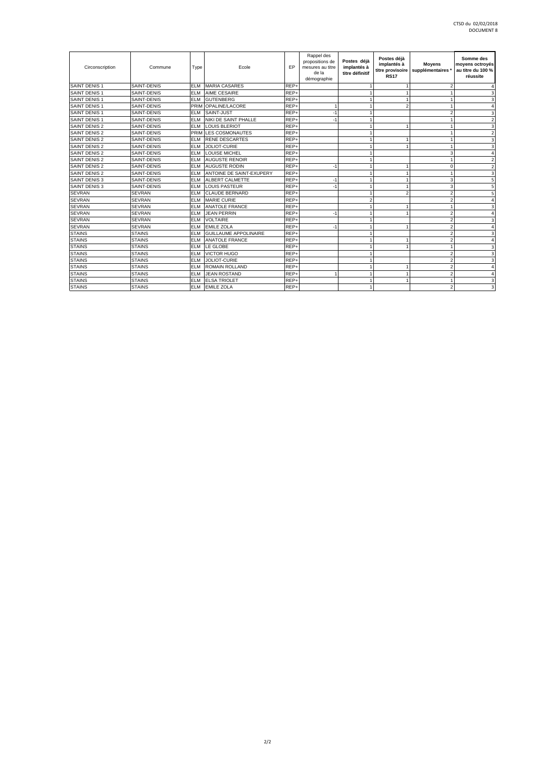CTSD du 02/02/2018
DOCUMENT 8

| Circonscription | Commune | Type | Ecole | EP | Rappel des propositions de mesures au titre de la démographie | Postes déjà implantés à titre définitif | Postes déjà implantés à titre provisoire RS17 | Moyens supplémentaires * | Somme des moyens octroyés au titre du 100 % réussite |
|---|---|---|---|---|---|---|---|---|---|
| SAINT DENIS 1 | SAINT-DENIS | ELM | MARIA CASARES | REP+ | | 1 | 1 | 2 | 4 |
| SAINT DENIS 1 | SAINT-DENIS | ELM | AIME CESAIRE | REP+ | | 1 | 1 | 1 | 3 |
| SAINT DENIS 1 | SAINT-DENIS | ELM | GUTENBERG | REP+ | | 1 | 1 | 1 | 3 |
| SAINT DENIS 1 | SAINT-DENIS | PRIM | OPALINE/LACORE | REP+ | 1 | 1 | 2 | 1 | 4 |
| SAINT DENIS 1 | SAINT-DENIS | ELM | SAINT-JUST | REP+ | -1 | 1 | | 2 | 3 |
| SAINT DENIS 1 | SAINT-DENIS | ELM | NIKI DE SAINT PHALLE | REP+ | -1 | 1 | | 1 | 2 |
| SAINT DENIS 2 | SAINT-DENIS | ELM | LOUIS BLERIOT | REP+ | | 1 | 1 | 1 | 3 |
| SAINT DENIS 2 | SAINT-DENIS | PRIM | LES COSMONAUTES | REP+ | | 1 | | 1 | 2 |
| SAINT DENIS 2 | SAINT-DENIS | ELM | RENE DESCARTES | REP+ | | 1 | 1 | 1 | 3 |
| SAINT DENIS 2 | SAINT-DENIS | ELM | JOLIOT-CURIE | REP+ | | 1 | 1 | 1 | 3 |
| SAINT DENIS 2 | SAINT-DENIS | ELM | LOUISE MICHEL | REP+ | | 1 | | 3 | 4 |
| SAINT DENIS 2 | SAINT-DENIS | ELM | AUGUSTE RENOIR | REP+ | | 1 | | 1 | 2 |
| SAINT DENIS 2 | SAINT-DENIS | ELM | AUGUSTE RODIN | REP+ | -1 | 1 | 1 | 0 | 2 |
| SAINT DENIS 2 | SAINT-DENIS | ELM | ANTOINE DE SAINT-EXUPERY | REP+ | | 1 | 1 | 1 | 3 |
| SAINT DENIS 3 | SAINT-DENIS | ELM | ALBERT CALMETTE | REP+ | -1 | 1 | 1 | 3 | 5 |
| SAINT DENIS 3 | SAINT-DENIS | ELM | LOUIS PASTEUR | REP+ | -1 | 1 | 1 | 3 | 5 |
| SEVRAN | SEVRAN | ELM | CLAUDE BERNARD | REP+ | | 1 | 2 | 2 | 5 |
| SEVRAN | SEVRAN | ELM | MARIE CURIE | REP+ | | 2 | | 2 | 4 |
| SEVRAN | SEVRAN | ELM | ANATOLE FRANCE | REP+ | | 1 | 1 | 1 | 3 |
| SEVRAN | SEVRAN | ELM | JEAN PERRIN | REP+ | -1 | 1 | 1 | 2 | 4 |
| SEVRAN | SEVRAN | ELM | VOLTAIRE | REP+ | | 1 | | 2 | 3 |
| SEVRAN | SEVRAN | ELM | EMILE ZOLA | REP+ | -1 | 1 | 1 | 2 | 4 |
| STAINS | STAINS | ELM | GUILLAUME APPOLINAIRE | REP+ | | 1 | | 2 | 3 |
| STAINS | STAINS | ELM | ANATOLE FRANCE | REP+ | | 1 | 1 | 2 | 4 |
| STAINS | STAINS | ELM | LE GLOBE | REP+ | | 1 | 1 | 1 | 3 |
| STAINS | STAINS | ELM | VICTOR HUGO | REP+ | | 1 | | 2 | 3 |
| STAINS | STAINS | ELM | JOLIOT-CURIE | REP+ | | 1 | | 2 | 3 |
| STAINS | STAINS | ELM | ROMAIN ROLLAND | REP+ | | 1 | 1 | 2 | 4 |
| STAINS | STAINS | ELM | JEAN ROSTAND | REP+ | 1 | 1 | 1 | 2 | 4 |
| STAINS | STAINS | ELM | ELSA TRIOLET | REP+ | | 1 | 1 | 1 | 3 |
| STAINS | STAINS | ELM | EMILE ZOLA | REP+ | | 1 | | 2 | 3 |